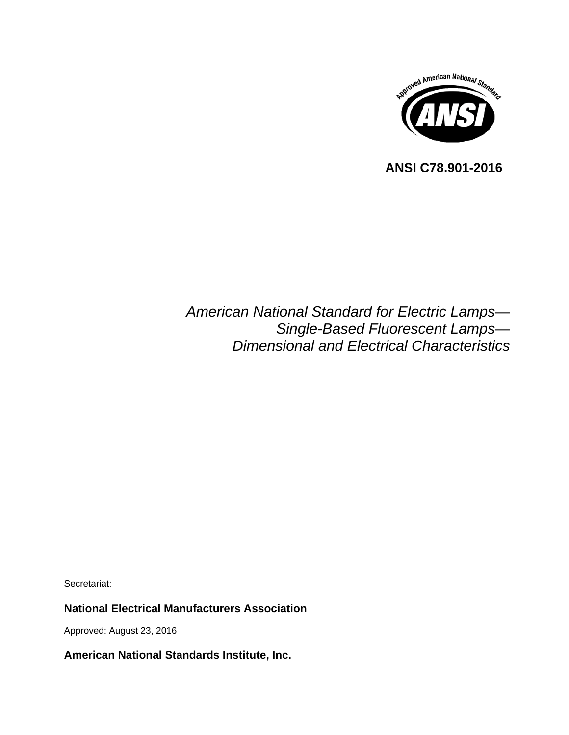**ANSI C78.901-2016**

*American National Standard for Electric Lamps—*
*Single-Based Fluorescent Lamps—*
*Dimensional and Electrical Characteristics*

Secretariat:

**National Electrical Manufacturers Association**

Approved: August 23, 2016

**American National Standards Institute, Inc.**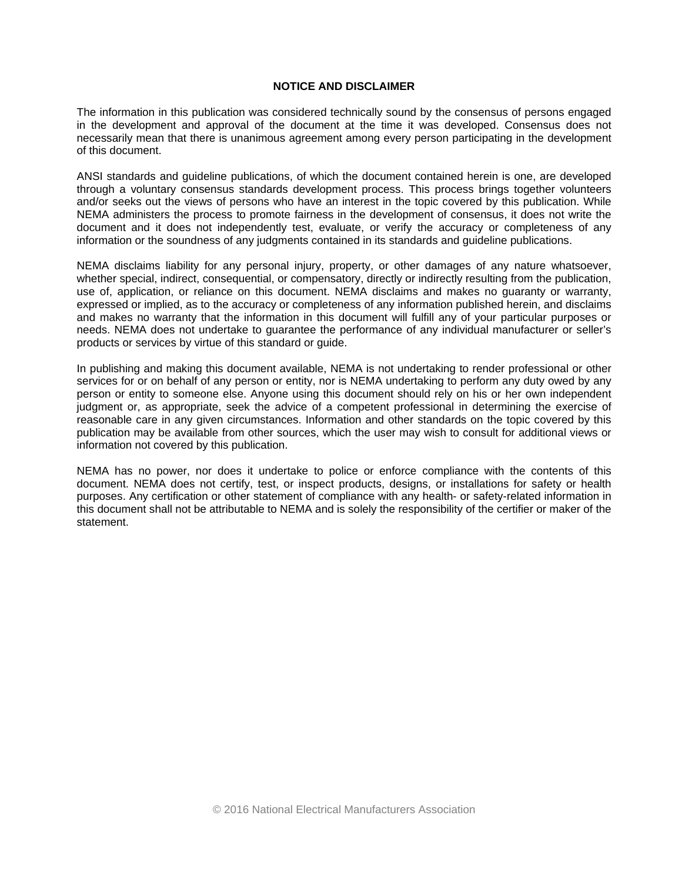## NOTICE AND DISCLAIMER

The information in this publication was considered technically sound by the consensus of persons engaged in the development and approval of the document at the time it was developed. Consensus does not necessarily mean that there is unanimous agreement among every person participating in the development of this document.

ANSI standards and guideline publications, of which the document contained herein is one, are developed through a voluntary consensus standards development process. This process brings together volunteers and/or seeks out the views of persons who have an interest in the topic covered by this publication. While NEMA administers the process to promote fairness in the development of consensus, it does not write the document and it does not independently test, evaluate, or verify the accuracy or completeness of any information or the soundness of any judgments contained in its standards and guideline publications.

NEMA disclaims liability for any personal injury, property, or other damages of any nature whatsoever, whether special, indirect, consequential, or compensatory, directly or indirectly resulting from the publication, use of, application, or reliance on this document. NEMA disclaims and makes no guaranty or warranty, expressed or implied, as to the accuracy or completeness of any information published herein, and disclaims and makes no warranty that the information in this document will fulfill any of your particular purposes or needs. NEMA does not undertake to guarantee the performance of any individual manufacturer or seller's products or services by virtue of this standard or guide.

In publishing and making this document available, NEMA is not undertaking to render professional or other services for or on behalf of any person or entity, nor is NEMA undertaking to perform any duty owed by any person or entity to someone else. Anyone using this document should rely on his or her own independent judgment or, as appropriate, seek the advice of a competent professional in determining the exercise of reasonable care in any given circumstances. Information and other standards on the topic covered by this publication may be available from other sources, which the user may wish to consult for additional views or information not covered by this publication.

NEMA has no power, nor does it undertake to police or enforce compliance with the contents of this document. NEMA does not certify, test, or inspect products, designs, or installations for safety or health purposes. Any certification or other statement of compliance with any health- or safety-related information in this document shall not be attributable to NEMA and is solely the responsibility of the certifier or maker of the statement.

© 2016 National Electrical Manufacturers Association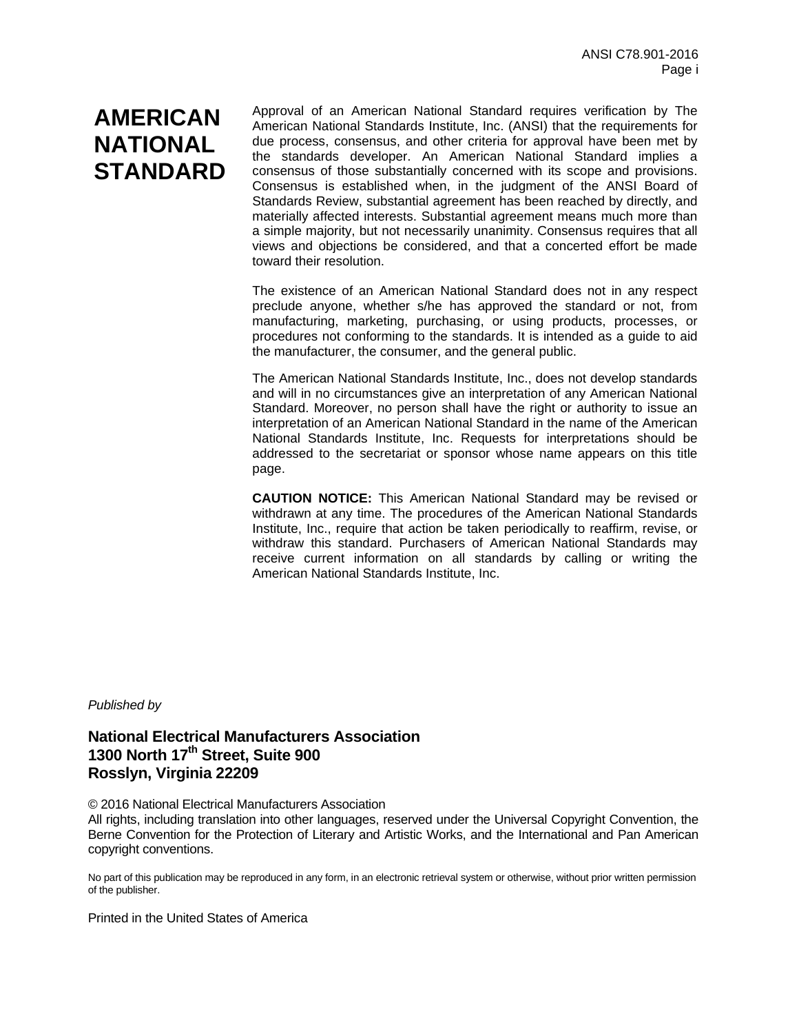# AMERICAN NATIONAL STANDARD

Approval of an American National Standard requires verification by The American National Standards Institute, Inc. (ANSI) that the requirements for due process, consensus, and other criteria for approval have been met by the standards developer. An American National Standard implies a consensus of those substantially concerned with its scope and provisions. Consensus is established when, in the judgment of the ANSI Board of Standards Review, substantial agreement has been reached by directly, and materially affected interests. Substantial agreement means much more than a simple majority, but not necessarily unanimity. Consensus requires that all views and objections be considered, and that a concerted effort be made toward their resolution.

The existence of an American National Standard does not in any respect preclude anyone, whether s/he has approved the standard or not, from manufacturing, marketing, purchasing, or using products, processes, or procedures not conforming to the standards. It is intended as a guide to aid the manufacturer, the consumer, and the general public.

The American National Standards Institute, Inc., does not develop standards and will in no circumstances give an interpretation of any American National Standard. Moreover, no person shall have the right or authority to issue an interpretation of an American National Standard in the name of the American National Standards Institute, Inc. Requests for interpretations should be addressed to the secretariat or sponsor whose name appears on this title page.

**CAUTION NOTICE:** This American National Standard may be revised or withdrawn at any time. The procedures of the American National Standards Institute, Inc., require that action be taken periodically to reaffirm, revise, or withdraw this standard. Purchasers of American National Standards may receive current information on all standards by calling or writing the American National Standards Institute, Inc.

*Published by*

**National Electrical Manufacturers Association**
**1300 North 17th Street, Suite 900**
**Rosslyn, Virginia 22209**

© 2016 National Electrical Manufacturers Association
All rights, including translation into other languages, reserved under the Universal Copyright Convention, the Berne Convention for the Protection of Literary and Artistic Works, and the International and Pan American copyright conventions.

No part of this publication may be reproduced in any form, in an electronic retrieval system or otherwise, without prior written permission of the publisher.

Printed in the United States of America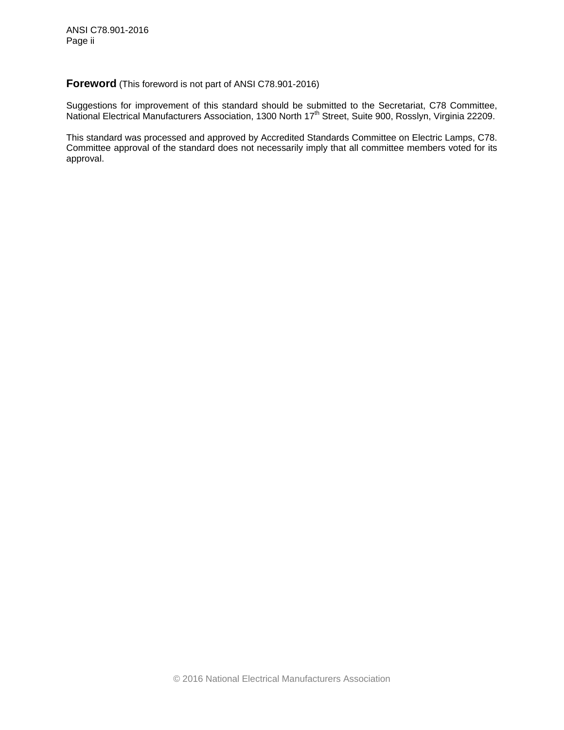**Foreword** (This foreword is not part of ANSI C78.901-2016)

Suggestions for improvement of this standard should be submitted to the Secretariat, C78 Committee, National Electrical Manufacturers Association, 1300 North 17th Street, Suite 900, Rosslyn, Virginia 22209.

This standard was processed and approved by Accredited Standards Committee on Electric Lamps, C78. Committee approval of the standard does not necessarily imply that all committee members voted for its approval.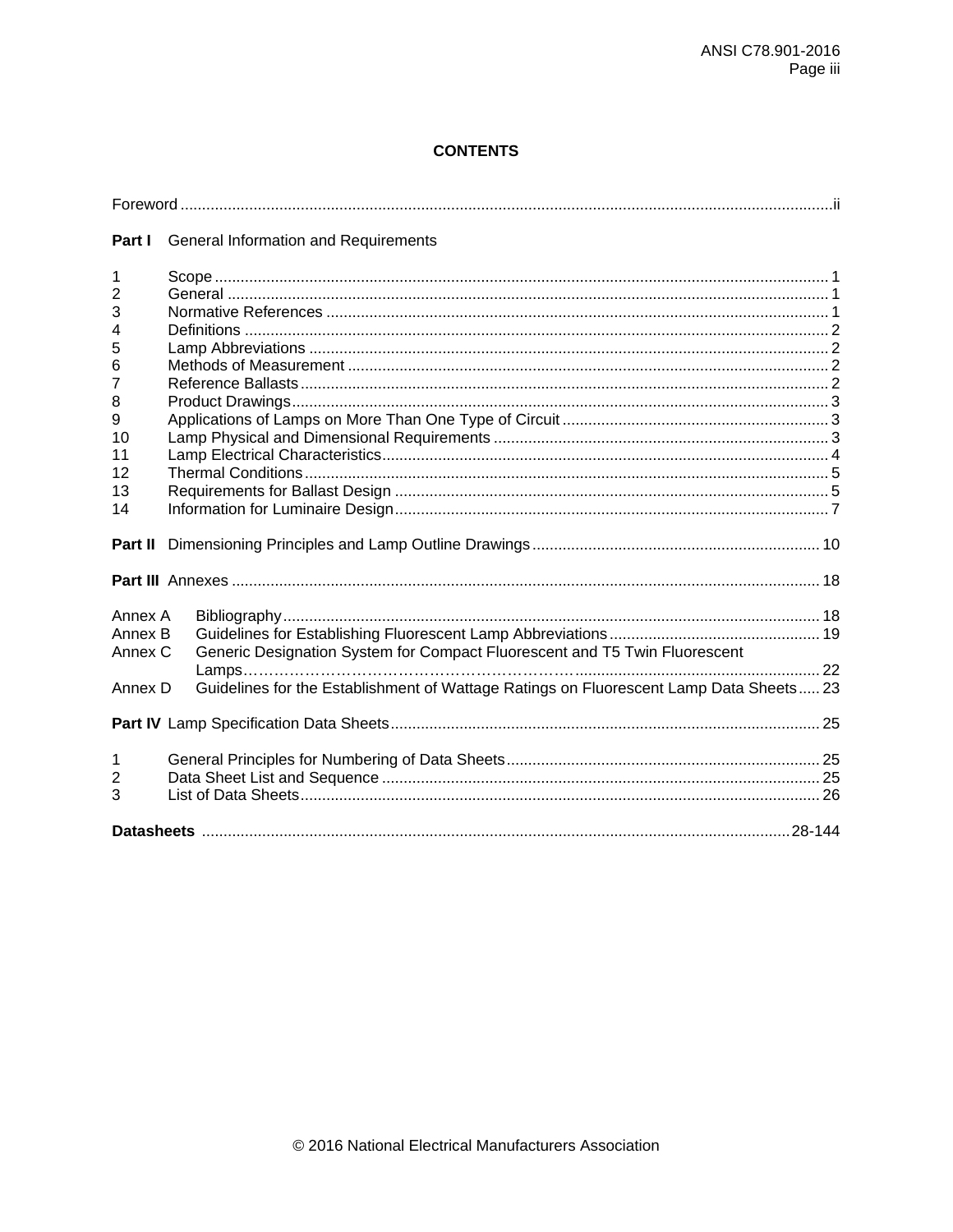# CONTENTS

Foreword ..... ii

**Part I** General Information and Requirements

1 Scope ..... 1
2 General ..... 1
3 Normative References ..... 1
4 Definitions ..... 2
5 Lamp Abbreviations ..... 2
6 Methods of Measurement ..... 2
7 Reference Ballasts ..... 2
8 Product Drawings ..... 3
9 Applications of Lamps on More Than One Type of Circuit ..... 3
10 Lamp Physical and Dimensional Requirements ..... 3
11 Lamp Electrical Characteristics ..... 4
12 Thermal Conditions ..... 5
13 Requirements for Ballast Design ..... 5
14 Information for Luminaire Design ..... 7

**Part II** Dimensioning Principles and Lamp Outline Drawings ..... 10

**Part III** Annexes ..... 18

Annex A Bibliography ..... 18
Annex B Guidelines for Establishing Fluorescent Lamp Abbreviations ..... 19
Annex C Generic Designation System for Compact Fluorescent and T5 Twin Fluorescent Lamps ..... 22
Annex D Guidelines for the Establishment of Wattage Ratings on Fluorescent Lamp Data Sheets ..... 23

**Part IV** Lamp Specification Data Sheets ..... 25

1 General Principles for Numbering of Data Sheets ..... 25
2 Data Sheet List and Sequence ..... 25
3 List of Data Sheets ..... 26

**Datasheets** ..... 28-144

© 2016 National Electrical Manufacturers Association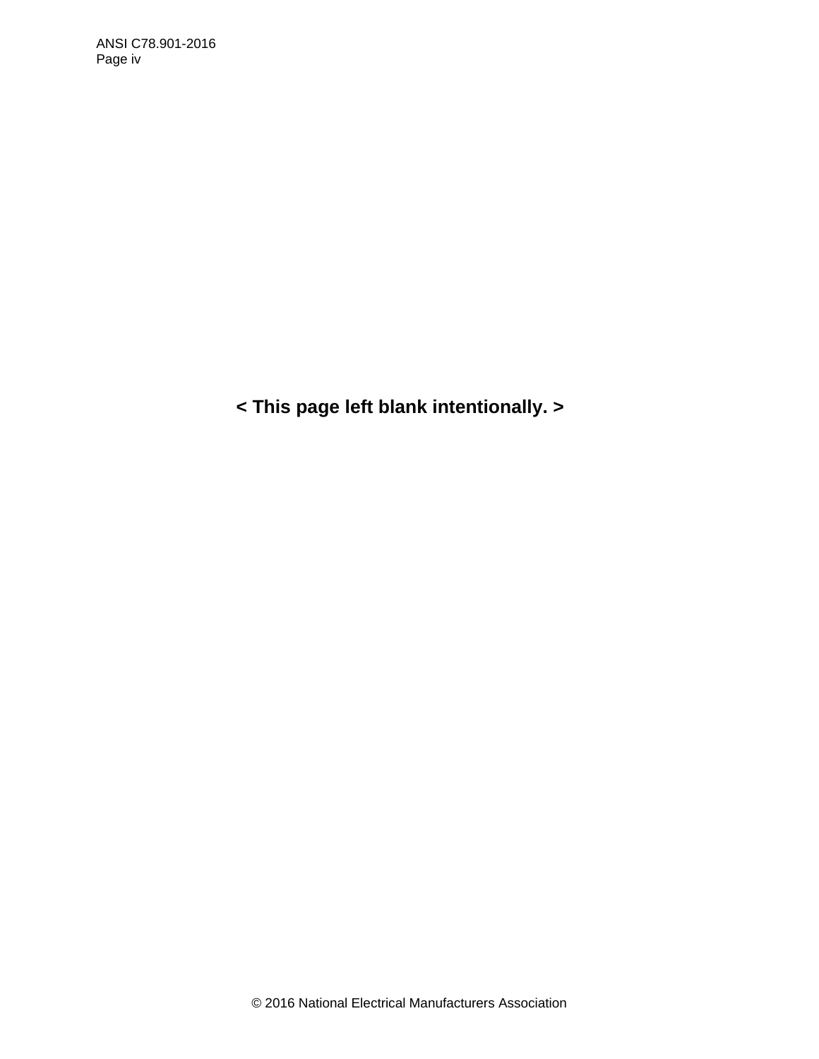**< This page left blank intentionally. >**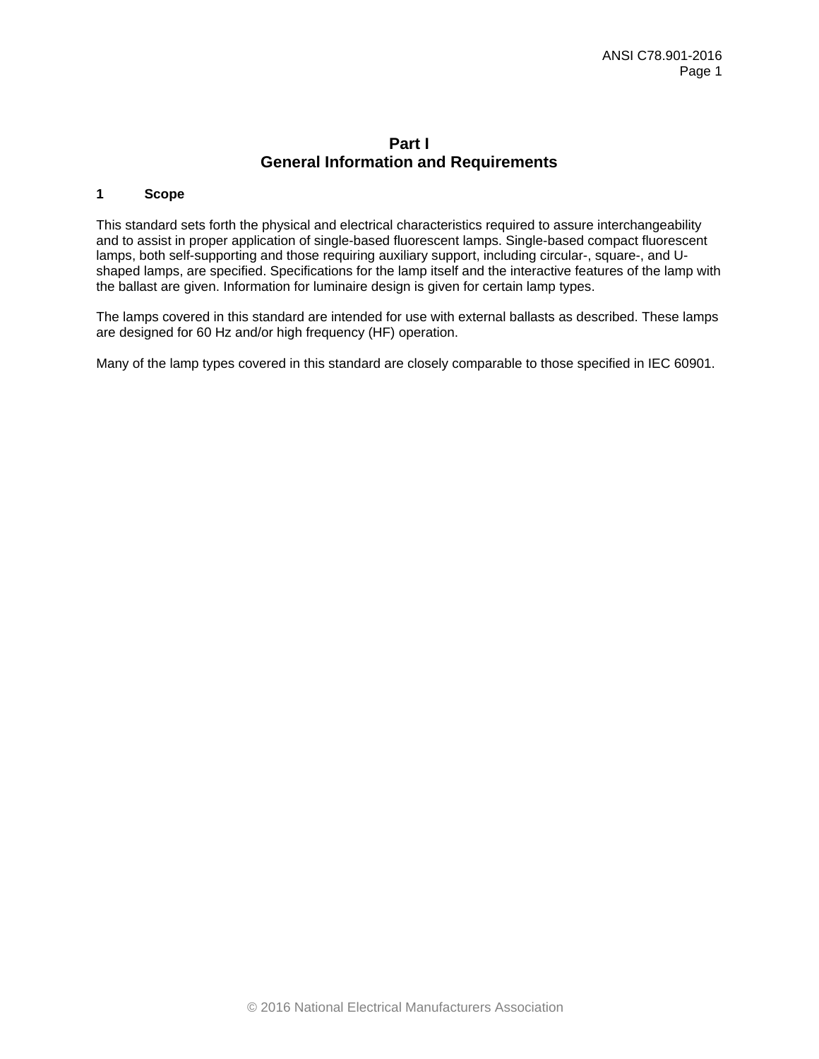# Part I
# General Information and Requirements

## 1 Scope

This standard sets forth the physical and electrical characteristics required to assure interchangeability and to assist in proper application of single-based fluorescent lamps. Single-based compact fluorescent lamps, both self-supporting and those requiring auxiliary support, including circular-, square-, and U-shaped lamps, are specified. Specifications for the lamp itself and the interactive features of the lamp with the ballast are given. Information for luminaire design is given for certain lamp types.

The lamps covered in this standard are intended for use with external ballasts as described. These lamps are designed for 60 Hz and/or high frequency (HF) operation.

Many of the lamp types covered in this standard are closely comparable to those specified in IEC 60901.